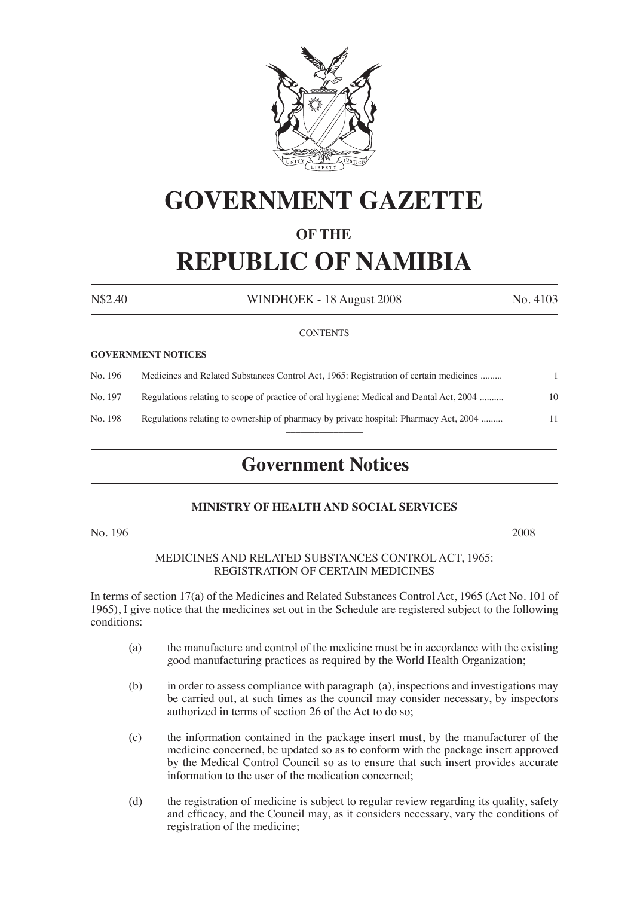# GOVERNMENT GAZETTE

## OF THE

# REPUBLIC OF NAMIBIA

N$2.40 WINDHOEK - 18 August 2008 No. 4103

CONTENTS

**GOVERNMENT NOTICES**

| | | |
|---|---|---|
| No. 196 | Medicines and Related Substances Control Act, 1965: Registration of certain medicines ......... | 1 |
| No. 197 | Regulations relating to scope of practice of oral hygiene: Medical and Dental Act, 2004 .......... | 10 |
| No. 198 | Regulations relating to ownership of pharmacy by private hospital: Pharmacy Act, 2004 ......... | 11 |

## Government Notices

### MINISTRY OF HEALTH AND SOCIAL SERVICES

No. 196 2008

MEDICINES AND RELATED SUBSTANCES CONTROL ACT, 1965: REGISTRATION OF CERTAIN MEDICINES

In terms of section 17(a) of the Medicines and Related Substances Control Act, 1965 (Act No. 101 of 1965), I give notice that the medicines set out in the Schedule are registered subject to the following conditions:

(a) the manufacture and control of the medicine must be in accordance with the existing good manufacturing practices as required by the World Health Organization;

(b) in order to assess compliance with paragraph (a), inspections and investigations may be carried out, at such times as the council may consider necessary, by inspectors authorized in terms of section 26 of the Act to do so;

(c) the information contained in the package insert must, by the manufacturer of the medicine concerned, be updated so as to conform with the package insert approved by the Medical Control Council so as to ensure that such insert provides accurate information to the user of the medication concerned;

(d) the registration of medicine is subject to regular review regarding its quality, safety and efficacy, and the Council may, as it considers necessary, vary the conditions of registration of the medicine;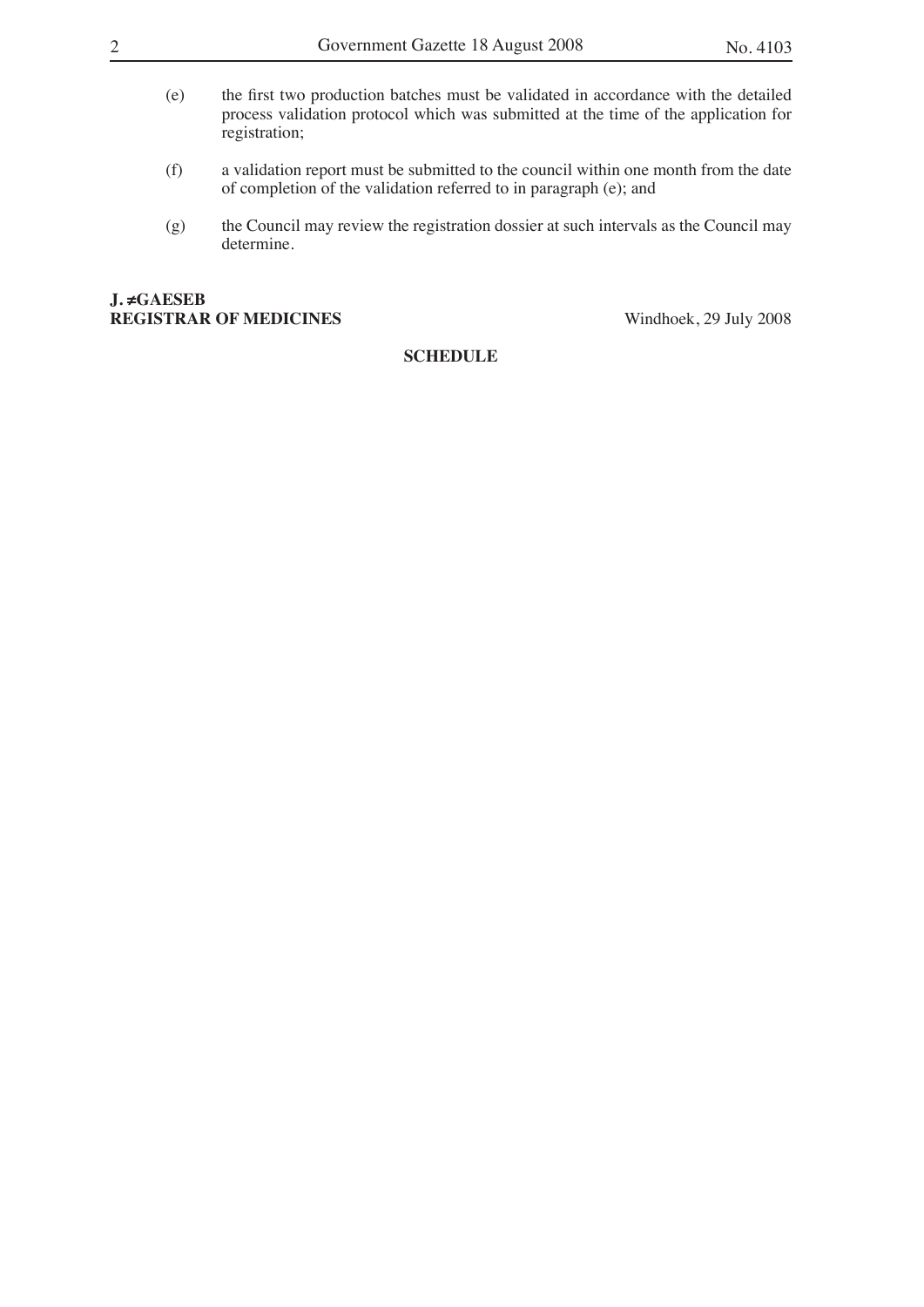(e) the first two production batches must be validated in accordance with the detailed process validation protocol which was submitted at the time of the application for registration;

(f) a validation report must be submitted to the council within one month from the date of completion of the validation referred to in paragraph (e); and

(g) the Council may review the registration dossier at such intervals as the Council may determine.

**J. ≠GAESEB**
**REGISTRAR OF MEDICINES**

Windhoek, 29 July 2008

**SCHEDULE**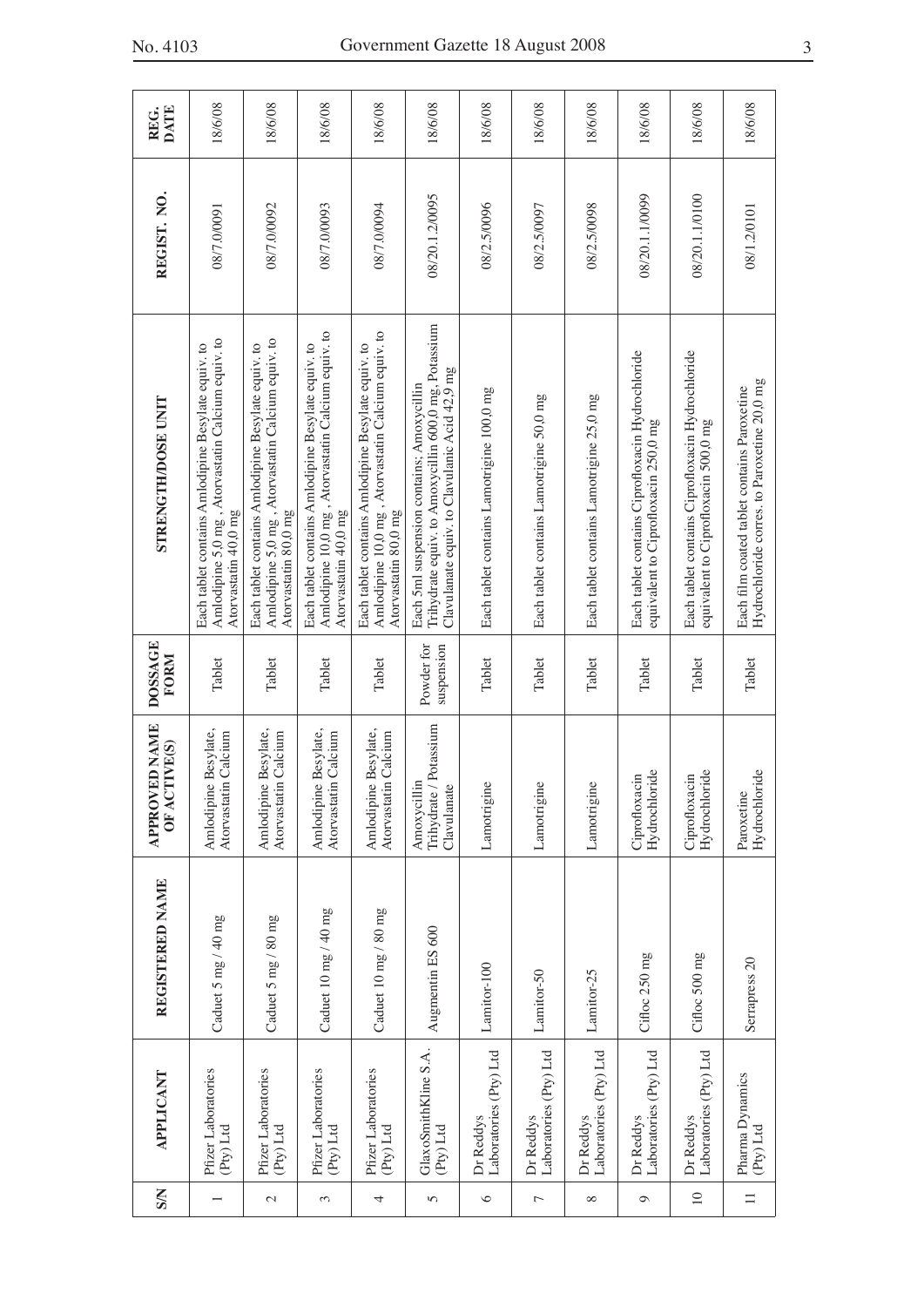| S/N | APPLICANT | REGISTERED NAME | APPROVED NAME OF ACTIVE(S) | DOSSAGE FORM | STRENGTH/DOSE UNIT | REGIST. NO. | REG. DATE |
|---|---|---|---|---|---|---|---|
| 1 | Pfizer Laboratories (Pty) Ltd | Caduet 5 mg / 40 mg | Amlodipine Besylate, Atorvastatin Calcium | Tablet | Each tablet contains Amlodipine Besylate equiv. to Amlodipine 5,0 mg , Atorvastatin Calcium equiv. to Atorvastatin 40,0 mg | 08/7.0/0091 | 18/6/08 |
| 2 | Pfizer Laboratories (Pty) Ltd | Caduet 5 mg / 80 mg | Amlodipine Besylate, Atorvastatin Calcium | Tablet | Each tablet contains Amlodipine Besylate equiv. to Amlodipine 5,0 mg , Atorvastatin Calcium equiv. to Atorvastatin 80,0 mg | 08/7.0/0092 | 18/6/08 |
| 3 | Pfizer Laboratories (Pty) Ltd | Caduet 10 mg / 40 mg | Amlodipine Besylate, Atorvastatin Calcium | Tablet | Each tablet contains Amlodipine Besylate equiv. to Amlodipine 10,0 mg , Atorvastatin Calcium equiv. to Atorvastatin 40,0 mg | 08/7.0/0093 | 18/6/08 |
| 4 | Pfizer Laboratories (Pty) Ltd | Caduet 10 mg / 80 mg | Amlodipine Besylate, Atorvastatin Calcium | Tablet | Each tablet contains Amlodipine Besylate equiv. to Amlodipine 10,0 mg , Atorvastatin Calcium equiv. to Atorvastatin 80,0 mg | 08/7.0/0094 | 18/6/08 |
| 5 | GlaxoSmithKline S.A. (Pty) Ltd | Augmentin ES 600 | Amoxycillin Trihydrate / Potassium Clavulanate | Powder for suspension | Each 5ml suspension contains; Amoxycillin Trihydrate equiv. to Amoxycillin 600,0 mg, Potassium Clavulanate equiv. to Clavulanic Acid 42,9 mg | 08/20.1.2/0095 | 18/6/08 |
| 6 | Dr Reddys Laboratories (Pty) Ltd | Lamitor-100 | Lamotrigine | Tablet | Each tablet contains Lamotrigine 100,0 mg | 08/2.5/0096 | 18/6/08 |
| 7 | Dr Reddys Laboratories (Pty) Ltd | Lamitor-50 | Lamotrigine | Tablet | Each tablet contains Lamotrigine 50,0 mg | 08/2.5/0097 | 18/6/08 |
| 8 | Dr Reddys Laboratories (Pty) Ltd | Lamitor-25 | Lamotrigine | Tablet | Each tablet contains Lamotrigine 25,0 mg | 08/2.5/0098 | 18/6/08 |
| 9 | Dr Reddys Laboratories (Pty) Ltd | Cifloc 250 mg | Ciprofloxacin Hydrochloride | Tablet | Each tablet contains Ciprofloxacin Hydrochloride equivalent to Ciprofloxacin 250,0 mg | 08/20.1.1/0099 | 18/6/08 |
| 10 | Dr Reddys Laboratories (Pty) Ltd | Cifloc 500 mg | Ciprofloxacin Hydrochloride | Tablet | Each tablet contains Ciprofloxacin Hydrochloride equivalent to Ciprofloxacin 500,0 mg | 08/20.1.1/0100 | 18/6/08 |
| 11 | Pharma Dynamics (Pty) Ltd | Serrapress 20 | Paroxetine Hydrochloride | Tablet | Each film coated tablet contains Paroxetine Hydrochloride corres. to Paroxetine 20,0 mg | 08/1.2/0101 | 18/6/08 |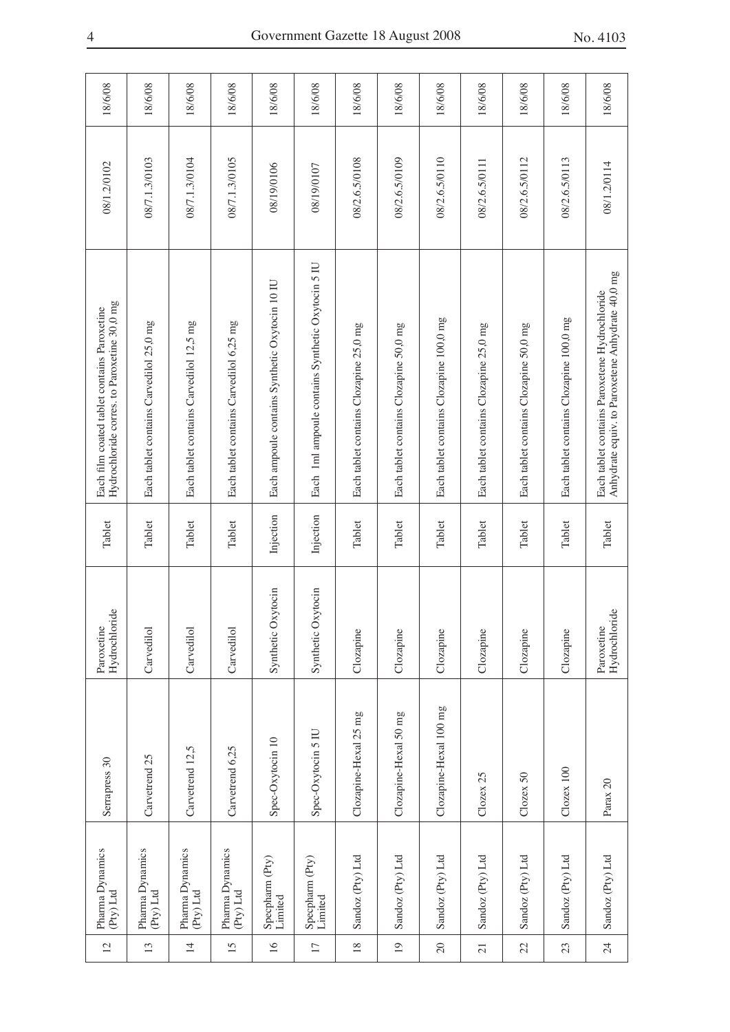| | | | | | | | |
|---|---|---|---|---|---|---|---|
| 12 | Pharma Dynamics (Pty) Ltd | Serrapress 30 | Paroxetine Hydrochloride | Tablet | Each film coated tablet contains Paroxetine Hydrochloride corres. to Paroxetine 30,0 mg | 08/1.2/0102 | 18/6/08 |
| 13 | Pharma Dynamics (Pty) Ltd | Carvetrend 25 | Carvedilol | Tablet | Each tablet contains Carvedilol 25,0 mg | 08/7.1.3/0103 | 18/6/08 |
| 14 | Pharma Dynamics (Pty) Ltd | Carvetrend 12,5 | Carvedilol | Tablet | Each tablet contains Carvedilol 12,5 mg | 08/7.1.3/0104 | 18/6/08 |
| 15 | Pharma Dynamics (Pty) Ltd | Carvetrend 6,25 | Carvedilol | Tablet | Each tablet contains Carvedilol 6,25 mg | 08/7.1.3/0105 | 18/6/08 |
| 16 | Specpharm (Pty) Limited | Spec-Oxytocin 10 | Synthetic Oxytocin | Injection | Each ampoule contains Synthetic Oxytocin 10 IU | 08/19/0106 | 18/6/08 |
| 17 | Specpharm (Pty) Limited | Spec-Oxytocin 5 IU | Synthetic Oxytocin | Injection | Each 1ml ampoule contains Synthetic Oxytocin 5 IU | 08/19/0107 | 18/6/08 |
| 18 | Sandoz (Pty) Ltd | Clozapine-Hexal 25 mg | Clozapine | Tablet | Each tablet contains Clozapine 25,0 mg | 08/2.6.5/0108 | 18/6/08 |
| 19 | Sandoz (Pty) Ltd | Clozapine-Hexal 50 mg | Clozapine | Tablet | Each tablet contains Clozapine 50,0 mg | 08/2.6.5/0109 | 18/6/08 |
| 20 | Sandoz (Pty) Ltd | Clozapine-Hexal 100 mg | Clozapine | Tablet | Each tablet contains Clozapine 100,0 mg | 08/2.6.5/0110 | 18/6/08 |
| 21 | Sandoz (Pty) Ltd | Clozex 25 | Clozapine | Tablet | Each tablet contains Clozapine 25,0 mg | 08/2.6.5/0111 | 18/6/08 |
| 22 | Sandoz (Pty) Ltd | Clozex 50 | Clozapine | Tablet | Each tablet contains Clozapine 50,0 mg | 08/2.6.5/0112 | 18/6/08 |
| 23 | Sandoz (Pty) Ltd | Clozex 100 | Clozapine | Tablet | Each tablet contains Clozapine 100,0 mg | 08/2.6.5/0113 | 18/6/08 |
| 24 | Sandoz (Pty) Ltd | Parax 20 | Paroxetine Hydrochloride | Tablet | Each tablet contains Paroxetene Hydrochloride Anhydrate equiv. to Paroxetene Anhydrate 40,0 mg | 08/1.2/0114 | 18/6/08 |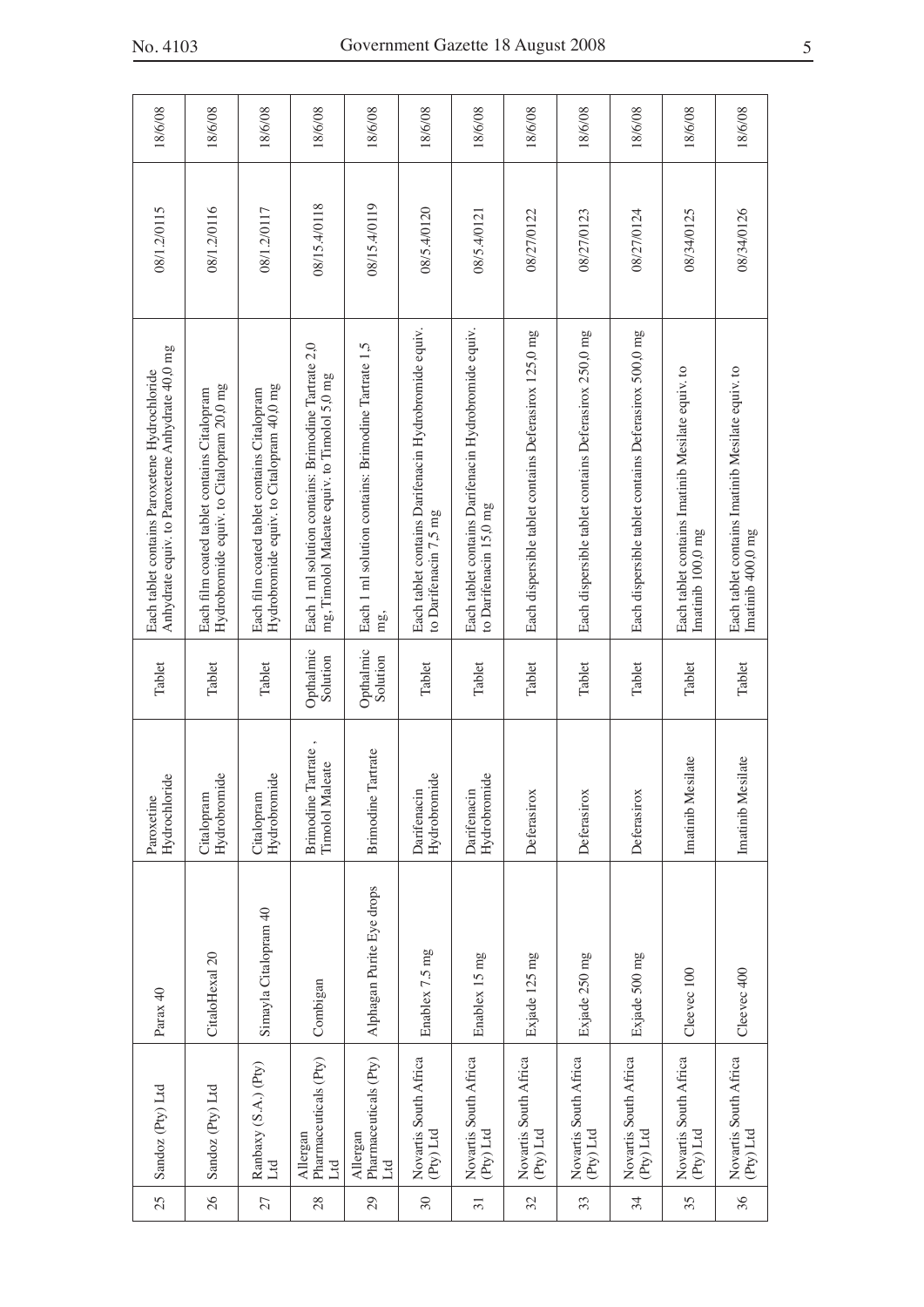| 25 | Sandoz (Pty) Ltd | Parax 40 | Paroxetine Hydrochloride | Tablet | Each tablet contains Paroxetene Hydrochloride Anhydrate equiv. to Paroxetene Anhydrate 40,0 mg | 08/1.2/0115 | 18/6/08 |
|---|---|---|---|---|---|---|---|
| 26 | Sandoz (Pty) Ltd | CitaloHexal 20 | Citalopram Hydrobromide | Tablet | Each film coated tablet contains Citalopram Hydrobromide equiv. to Citalopram 20,0 mg | 08/1.2/0116 | 18/6/08 |
| 27 | Ranbaxy (S.A.) (Pty) Ltd | Simayla Citalopram 40 | Citalopram Hydrobromide | Tablet | Each film coated tablet contains Citalopram Hydrobromide equiv. to Citalopram 40,0 mg | 08/1.2/0117 | 18/6/08 |
| 28 | Allergan Pharmaceuticals (Pty) Ltd | Combigan | Brimodine Tartrate , Timolol Maleate | Opthalmic Solution | Each 1 ml solution contains: Brimodine Tartrate 2,0 mg, Timolol Maleate equiv. to Timolol 5,0 mg | 08/15.4/0118 | 18/6/08 |
| 29 | Allergan Pharmaceuticals (Pty) Ltd | Alphagan Purite Eye drops | Brimodine Tartrate | Opthalmic Solution | Each 1 ml solution contains: Brimodine Tartrate 1,5 mg, | 08/15.4/0119 | 18/6/08 |
| 30 | Novartis South Africa (Pty) Ltd | Enablex 7.5 mg | Darifenacin Hydrobromide | Tablet | Each tablet contains Darifenacin Hydrobromide equiv. to Darifenacin 7,5 mg | 08/5.4/0120 | 18/6/08 |
| 31 | Novartis South Africa (Pty) Ltd | Enablex 15 mg | Darifenacin Hydrobromide | Tablet | Each tablet contains Darifenacin Hydrobromide equiv. to Darifenacin 15,0 mg | 08/5.4/0121 | 18/6/08 |
| 32 | Novartis South Africa (Pty) Ltd | Exjade 125 mg | Deferasirox | Tablet | Each dispersible tablet contains Deferasirox 125,0 mg | 08/27/0122 | 18/6/08 |
| 33 | Novartis South Africa (Pty) Ltd | Exjade 250 mg | Deferasirox | Tablet | Each dispersible tablet contains Deferasirox 250,0 mg | 08/27/0123 | 18/6/08 |
| 34 | Novartis South Africa (Pty) Ltd | Exjade 500 mg | Deferasirox | Tablet | Each dispersible tablet contains Deferasirox 500,0 mg | 08/27/0124 | 18/6/08 |
| 35 | Novartis South Africa (Pty) Ltd | Cleevec 100 | Imatinib Mesilate | Tablet | Each tablet contains Imatinib Mesilate equiv. to Imatinib 100,0 mg | 08/34/0125 | 18/6/08 |
| 36 | Novartis South Africa (Pty) Ltd | Cleevec 400 | Imatinib Mesilate | Tablet | Each tablet contains Imatinib Mesilate equiv. to Imatinib 400,0 mg | 08/34/0126 | 18/6/08 |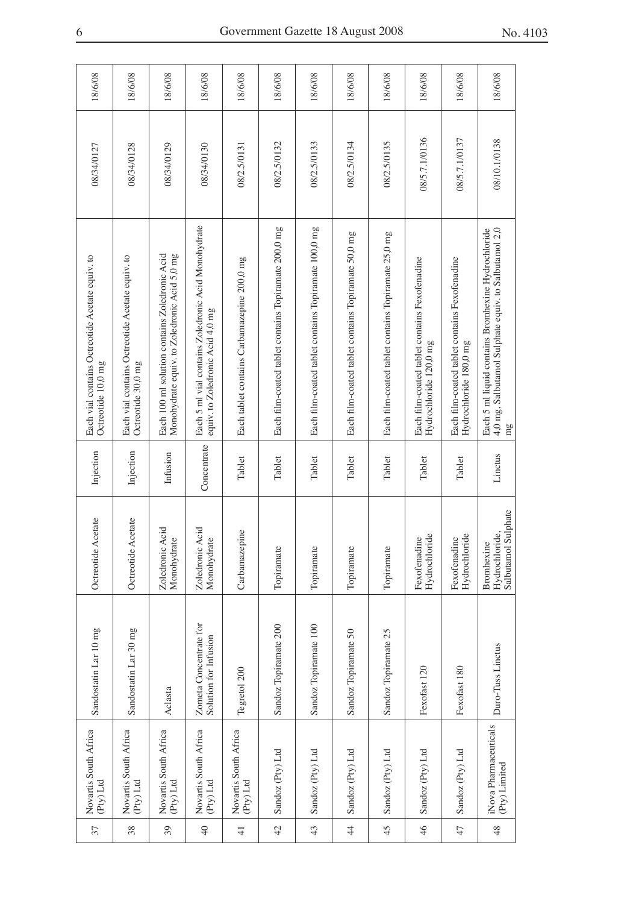| 37 | Novartis South Africa (Pty) Ltd | Sandostatin Lar 10 mg | Octreotide Acetate | Injection | Each vial contains Octreotide Acetate equiv. to Octreotide 10,0 mg | 08/34/0127 | 18/6/08 |
|---|---|---|---|---|---|---|---|
| 38 | Novartis South Africa (Pty) Ltd | Sandostatin Lar 30 mg | Octreotide Acetate | Injection | Each vial contains Octreotide Acetate equiv. to Octreotide 30,0 mg | 08/34/0128 | 18/6/08 |
| 39 | Novartis South Africa (Pty) Ltd | Aclasta | Zoledronic Acid Monohydrate | Infusion | Each 100 ml solution contains Zoledronic Acid Monohydrate equiv. to Zoledronic Acid 5,0 mg | 08/34/0129 | 18/6/08 |
| 40 | Novartis South Africa (Pty) Ltd | Zometa Concentrate for Solution for Infusion | Zoledronic Acid Monohydrate | Concentrate | Each 5 ml vial contains Zoledronic Acid Monohydrate equiv. to Zoledronic Acid 4,0 mg | 08/34/0130 | 18/6/08 |
| 41 | Novartis South Africa (Pty) Ltd | Tegretol 200 | Carbamazepine | Tablet | Each tablet contains Carbamazepine 200,0 mg | 08/2.5/0131 | 18/6/08 |
| 42 | Sandoz (Pty) Ltd | Sandoz Topiramate 200 | Topiramate | Tablet | Each film-coated tablet contains Topiramate 200,0 mg | 08/2.5/0132 | 18/6/08 |
| 43 | Sandoz (Pty) Ltd | Sandoz Topiramate 100 | Topiramate | Tablet | Each film-coated tablet contains Topiramate 100,0 mg | 08/2.5/0133 | 18/6/08 |
| 44 | Sandoz (Pty) Ltd | Sandoz Topiramate 50 | Topiramate | Tablet | Each film-coated tablet contains Topiramate 50,0 mg | 08/2.5/0134 | 18/6/08 |
| 45 | Sandoz (Pty) Ltd | Sandoz Topiramate 25 | Topiramate | Tablet | Each film-coated tablet contains Topiramate 25,0 mg | 08/2.5/0135 | 18/6/08 |
| 46 | Sandoz (Pty) Ltd | Fexofast 120 | Fexofenadine Hydrochloride | Tablet | Each film-coated tablet contains Fexofenadine Hydrochloride 120,0 mg | 08/5.7.1/0136 | 18/6/08 |
| 47 | Sandoz (Pty) Ltd | Fexofast 180 | Fexofenadine Hydrochloride | Tablet | Each film-coated tablet contains Fexofenadine Hydrochloride 180,0 mg | 08/5.7.1/0137 | 18/6/08 |
| 48 | iNova Pharmaceuticals (Pty) Limited | Duro-Tuss Linctus | Bromhexine Hydrochloride, Salbutamol Sulphate | Linctus | Each 5 ml liquid contains Bromhexine Hydrochloride 4,0 mg, Salbutamol Sulphate equiv. to Salbutamol 2,0 mg | 08/10.1/0138 | 18/6/08 |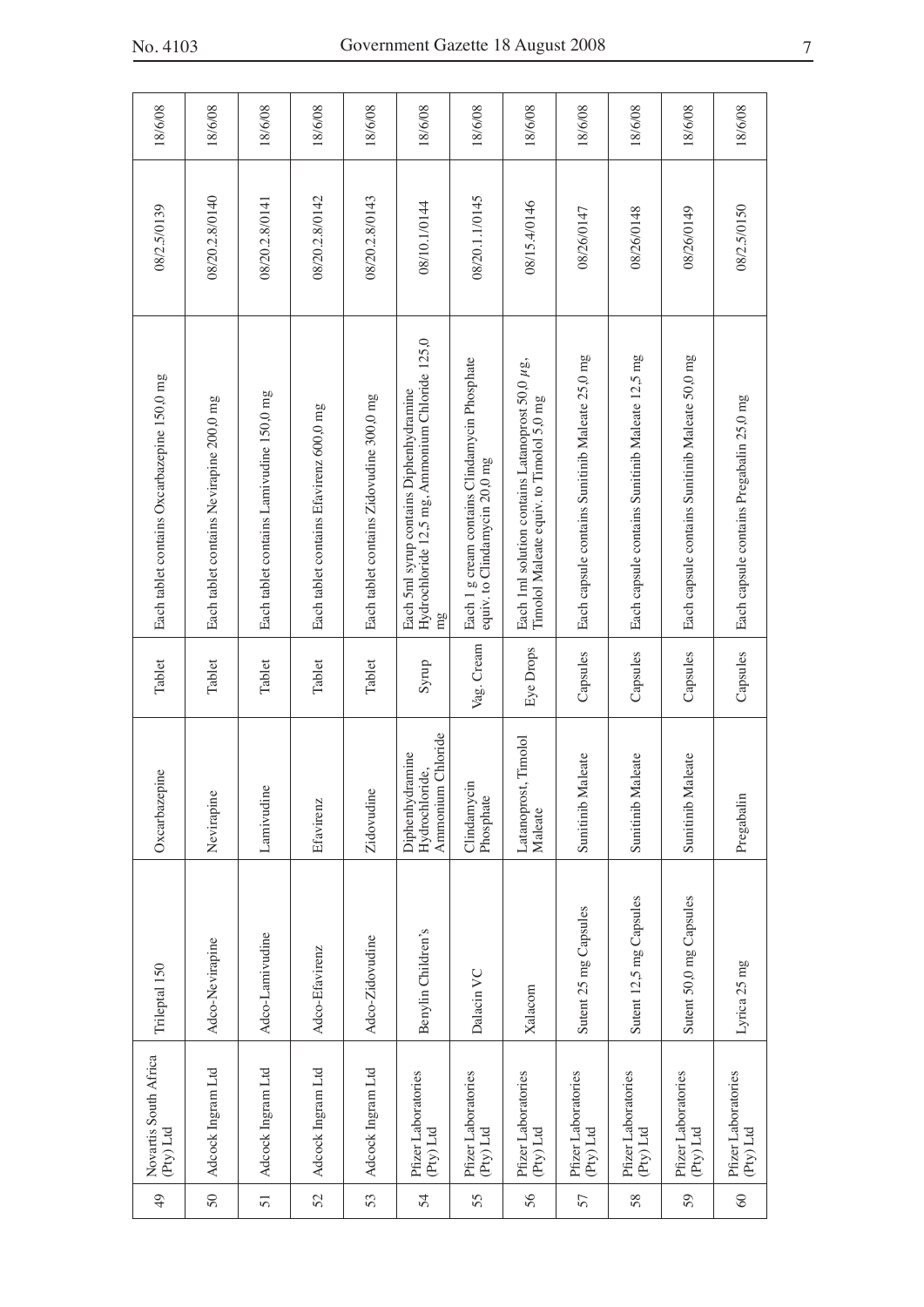| 49 | Novartis South Africa (Pty) Ltd | Trileptal 150 | Oxcarbazepine | Tablet | Each tablet contains Oxcarbazepine 150,0 mg | 08/2.5/0139 | 18/6/08 |
|---|---|---|---|---|---|---|---|
| 50 | Adcock Ingram Ltd | Adco-Nevirapine | Nevirapine | Tablet | Each tablet contains Nevirapine 200,0 mg | 08/20.2.8/0140 | 18/6/08 |
| 51 | Adcock Ingram Ltd | Adco-Lamivudine | Lamivudine | Tablet | Each tablet contains Lamivudine 150,0 mg | 08/20.2.8/0141 | 18/6/08 |
| 52 | Adcock Ingram Ltd | Adco-Efavirenz | Efavirenz | Tablet | Each tablet contains Efavirenz 600,0 mg | 08/20.2.8/0142 | 18/6/08 |
| 53 | Adcock Ingram Ltd | Adco-Zidovudine | Zidovudine | Tablet | Each tablet contains Zidovudine 300,0 mg | 08/20.2.8/0143 | 18/6/08 |
| 54 | Pfizer Laboratories (Pty) Ltd | Benylin Children's | Diphenhydramine Hydrochloride, Ammonium Chloride | Syrup | Each 5ml syrup contains Diphenhydramine Hydrochloride 12,5 mg, Ammonium Chloride 125,0 mg | 08/10.1/0144 | 18/6/08 |
| 55 | Pfizer Laboratories (Pty) Ltd | Dalacin VC | Clindamycin Phosphate | Vag. Cream | Each 1 g cream contains Clindamycin Phosphate equiv. to Clindamycin 20,0 mg | 08/20.1.1/0145 | 18/6/08 |
| 56 | Pfizer Laboratories (Pty) Ltd | Xalacom | Latanoprost, Timolol Maleate | Eye Drops | Each 1ml solution contains Latanoprost 50,0 $\mu$g, Timolol Maleate equiv. to Timolol 5,0 mg | 08/15.4/0146 | 18/6/08 |
| 57 | Pfizer Laboratories (Pty) Ltd | Sutent 25 mg Capsules | Sunitinib Maleate | Capsules | Each capsule contains Sunitinib Maleate 25,0 mg | 08/26/0147 | 18/6/08 |
| 58 | Pfizer Laboratories (Pty) Ltd | Sutent 12,5 mg Capsules | Sunitinib Maleate | Capsules | Each capsule contains Sunitinib Maleate 12,5 mg | 08/26/0148 | 18/6/08 |
| 59 | Pfizer Laboratories (Pty) Ltd | Sutent 50,0 mg Capsules | Sunitinib Maleate | Capsules | Each capsule contains Sunitinib Maleate 50,0 mg | 08/26/0149 | 18/6/08 |
| 60 | Pfizer Laboratories (Pty) Ltd | Lyrica 25 mg | Pregabalin | Capsules | Each capsule contains Pregabalin 25,0 mg | 08/2.5/0150 | 18/6/08 |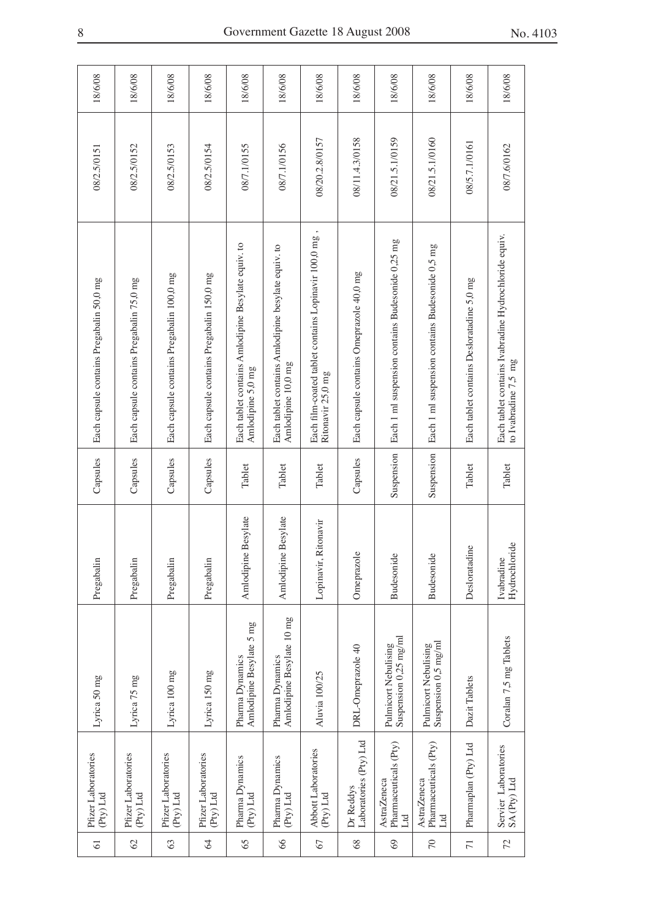| 61 | Pfizer Laboratories (Pty) Ltd | Lyrica 50 mg | Pregabalin | Capsules | Each capsule contains Pregabalin 50,0 mg | 08/2.5/0151 | 18/6/08 |
|---|---|---|---|---|---|---|---|
| 62 | Pfizer Laboratories (Pty) Ltd | Lyrica 75 mg | Pregabalin | Capsules | Each capsule contains Pregabalin 75,0 mg | 08/2.5/0152 | 18/6/08 |
| 63 | Pfizer Laboratories (Pty) Ltd | Lyrica 100 mg | Pregabalin | Capsules | Each capsule contains Pregabalin 100,0 mg | 08/2.5/0153 | 18/6/08 |
| 64 | Pfizer Laboratories (Pty) Ltd | Lyrica 150 mg | Pregabalin | Capsules | Each capsule contains Pregabalin 150,0 mg | 08/2.5/0154 | 18/6/08 |
| 65 | Pharma Dynamics (Pty) Ltd | Pharma Dynamics Amlodipine Besylate 5 mg | Amlodipine Besylate | Tablet | Each tablet contains Amlodipine Besylate equiv. to Amlodipine 5,0 mg | 08/7.1/0155 | 18/6/08 |
| 66 | Pharma Dynamics (Pty) Ltd | Pharma Dynamics Amlodipine Besylate 10 mg | Amlodipine Besylate | Tablet | Each tablet contains Amlodipine besylate equiv. to Amlodipine 10,0 mg | 08/7.1/0156 | 18/6/08 |
| 67 | Abbott Laboratories (Pty) Ltd | Aluvia 100/25 | Lopinavir, Ritonavir | Tablet | Each film-coated tablet contains Lopinavir 100,0 mg , Ritonavir 25,0 mg | 08/20.2.8/0157 | 18/6/08 |
| 68 | Dr Reddys Laboratories (Pty) Ltd | DRL-Omeprazole 40 | Omeprazole | Capsules | Each capsule contains Omeprazole 40,0 mg | 08/11.4.3/0158 | 18/6/08 |
| 69 | AstraZeneca Pharmaceuticals (Pty) Ltd | Pulmicort Nebulising Suspension 0,25 mg/ml | Budesonide | Suspension | Each 1 ml suspension contains Budesonide 0,25 mg | 08/21.5.1/0159 | 18/6/08 |
| 70 | AstraZeneca Pharmaceuticals (Pty) Ltd | Pulmicort Nebulising Suspension 0,5 mg/ml | Budesonide | Suspension | Each 1 ml suspension contains Budesonide 0,5 mg | 08/21.5.1/0160 | 18/6/08 |
| 71 | Pharmaplan (Pty) Ltd | Dazit Tablets | Desloratadine | Tablet | Each tablet contains Desloratadine 5,0 mg | 08/5.7.1/0161 | 18/6/08 |
| 72 | Servier Laboratories SA (Pty) Ltd | Coralan 7,5 mg Tablets | Ivabradine Hydrochloride | Tablet | Each tablet contains Ivabradine Hydrochloride equiv. to Ivabradine 7,5 mg | 08/7.6/0162 | 18/6/08 |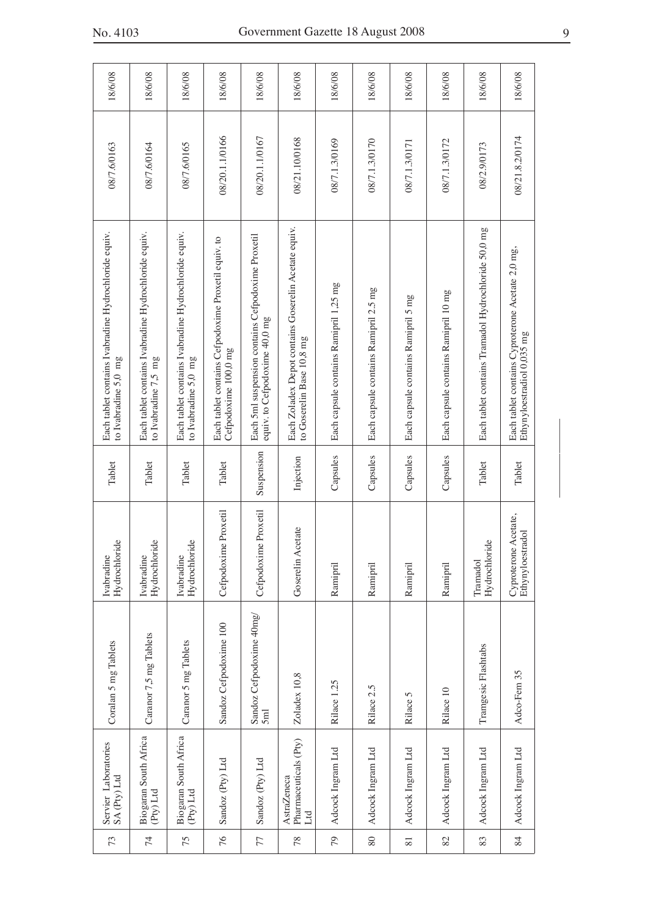| 73 | Servier Laboratories SA (Pty) Ltd | Coralan 5 mg Tablets | Ivabradine Hydrochloride | Tablet | Each tablet contains Ivabradine Hydrochloride equiv. to Ivabradine 5,0 mg | 08/7.6/0163 | 18/6/08 |
|---|---|---|---|---|---|---|---|
| 74 | Biogaran South Africa (Pty) Ltd | Caranor 7,5 mg Tablets | Ivabradine Hydrochloride | Tablet | Each tablet contains Ivabradine Hydrochloride equiv. to Ivabradine 7,5 mg | 08/7.6/0164 | 18/6/08 |
| 75 | Biogaran South Africa (Pty) Ltd | Caranor 5 mg Tablets | Ivabradine Hydrochloride | Tablet | Each tablet contains Ivabradine Hydrochloride equiv. to Ivabradine 5,0 mg | 08/7.6/0165 | 18/6/08 |
| 76 | Sandoz (Pty) Ltd | Sandoz Cefpodoxime 100 | Cefpodoxime Proxetil | Tablet | Each tablet contains Cefpodoxime Proxetil equiv. to Cefpodoxime 100,0 mg | 08/20.1.1/0166 | 18/6/08 |
| 77 | Sandoz (Pty) Ltd | Sandoz Cefpodoxime 40mg/5ml | Cefpodoxime Proxetil | Suspension | Each 5ml suspension contains Cefpodoxime Proxetil equiv. to Cefpodoxime 40,0 mg | 08/20.1.1/0167 | 18/6/08 |
| 78 | AstraZeneca Pharmaceuticals (Pty) Ltd | Zoladex 10,8 | Goserelin Acetate | Injection | Each Zoladex Depot contains Goserelin Acetate equiv. to Goserelin Base 10,8 mg | 08/21.10/0168 | 18/6/08 |
| 79 | Adcock Ingram Ltd | Rilace 1.25 | Ramipril | Capsules | Each capsule contains Ramipril 1,25 mg | 08/7.1.3/0169 | 18/6/08 |
| 80 | Adcock Ingram Ltd | Rilace 2.5 | Ramipril | Capsules | Each capsule contains Ramipril 2,5 mg | 08/7.1.3/0170 | 18/6/08 |
| 81 | Adcock Ingram Ltd | Rilace 5 | Ramipril | Capsules | Each capsule contains Ramipril 5 mg | 08/7.1.3/0171 | 18/6/08 |
| 82 | Adcock Ingram Ltd | Rilace 10 | Ramipril | Capsules | Each capsule contains Ramipril 10 mg | 08/7.1.3/0172 | 18/6/08 |
| 83 | Adcock Ingram Ltd | Tramgesic Flashtabs | Tramadol Hydrochloride | Tablet | Each tablet contains Tramadol Hydrochloride 50,0 mg | 08/2.9/0173 | 18/6/08 |
| 84 | Adcock Ingram Ltd | Adco-Fem 35 | Cyproterone Acetate, Ethynyloestradiol | Tablet | Each tablet contains Cyproterone Acetate 2,0 mg, Ethynyloestradiol 0,035 mg | 08/21.8.2/0174 | 18/6/08 |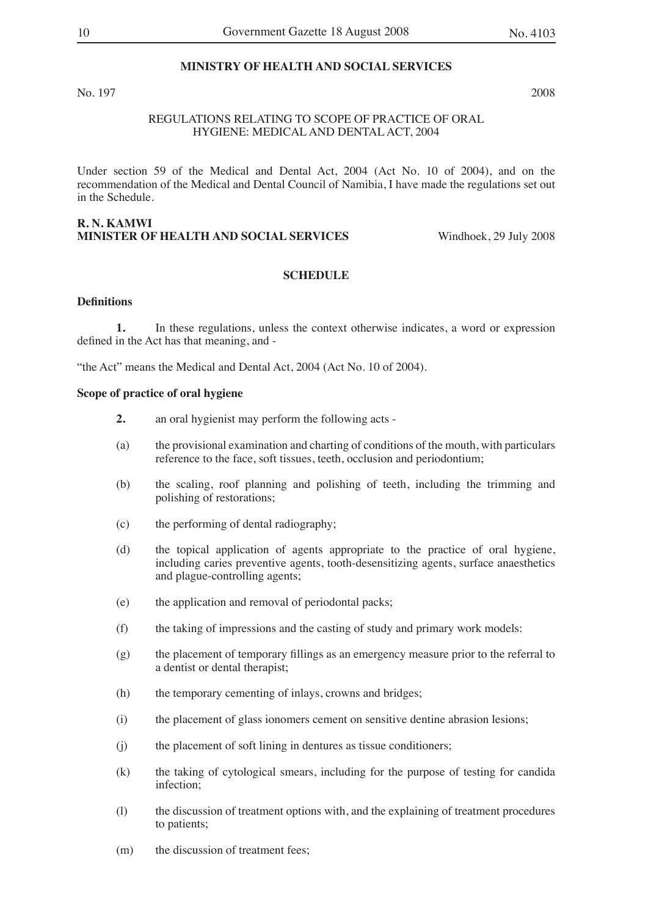## MINISTRY OF HEALTH AND SOCIAL SERVICES

No. 197 2008

REGULATIONS RELATING TO SCOPE OF PRACTICE OF ORAL HYGIENE: MEDICAL AND DENTAL ACT, 2004

Under section 59 of the Medical and Dental Act, 2004 (Act No. 10 of 2004), and on the recommendation of the Medical and Dental Council of Namibia, I have made the regulations set out in the Schedule.

**R. N. KAMWI**
**MINISTER OF HEALTH AND SOCIAL SERVICES** Windhoek, 29 July 2008

### SCHEDULE

**Definitions**

**1.** In these regulations, unless the context otherwise indicates, a word or expression defined in the Act has that meaning, and -

"the Act" means the Medical and Dental Act, 2004 (Act No. 10 of 2004).

**Scope of practice of oral hygiene**

**2.** an oral hygienist may perform the following acts -

(a) the provisional examination and charting of conditions of the mouth, with particulars reference to the face, soft tissues, teeth, occlusion and periodontium;

(b) the scaling, roof planning and polishing of teeth, including the trimming and polishing of restorations;

(c) the performing of dental radiography;

(d) the topical application of agents appropriate to the practice of oral hygiene, including caries preventive agents, tooth-desensitizing agents, surface anaesthetics and plague-controlling agents;

(e) the application and removal of periodontal packs;

(f) the taking of impressions and the casting of study and primary work models:

(g) the placement of temporary fillings as an emergency measure prior to the referral to a dentist or dental therapist;

(h) the temporary cementing of inlays, crowns and bridges;

(i) the placement of glass ionomers cement on sensitive dentine abrasion lesions;

(j) the placement of soft lining in dentures as tissue conditioners;

(k) the taking of cytological smears, including for the purpose of testing for candida infection;

(l) the discussion of treatment options with, and the explaining of treatment procedures to patients;

(m) the discussion of treatment fees;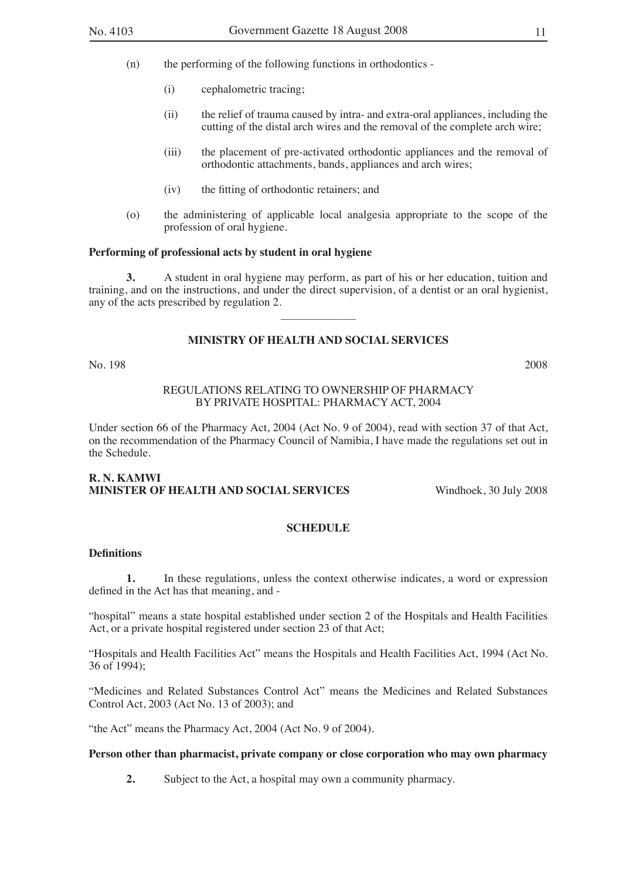(n) the performing of the following functions in orthodontics -

(i) cephalometric tracing;

(ii) the relief of trauma caused by intra- and extra-oral appliances, including the cutting of the distal arch wires and the removal of the complete arch wire;

(iii) the placement of pre-activated orthodontic appliances and the removal of orthodontic attachments, bands, appliances and arch wires;

(iv) the fitting of orthodontic retainers; and

(o) the administering of applicable local analgesia appropriate to the scope of the profession of oral hygiene.

**Performing of professional acts by student in oral hygiene**

**3.** A student in oral hygiene may perform, as part of his or her education, tuition and training, and on the instructions, and under the direct supervision, of a dentist or an oral hygienist, any of the acts prescribed by regulation 2.

---

**MINISTRY OF HEALTH AND SOCIAL SERVICES**

No. 198 2008

REGULATIONS RELATING TO OWNERSHIP OF PHARMACY BY PRIVATE HOSPITAL: PHARMACY ACT, 2004

Under section 66 of the Pharmacy Act, 2004 (Act No. 9 of 2004), read with section 37 of that Act, on the recommendation of the Pharmacy Council of Namibia, I have made the regulations set out in the Schedule.

**R. N. KAMWI**
**MINISTER OF HEALTH AND SOCIAL SERVICES** Windhoek, 30 July 2008

**SCHEDULE**

**Definitions**

**1.** In these regulations, unless the context otherwise indicates, a word or expression defined in the Act has that meaning, and -

"hospital" means a state hospital established under section 2 of the Hospitals and Health Facilities Act, or a private hospital registered under section 23 of that Act;

"Hospitals and Health Facilities Act" means the Hospitals and Health Facilities Act, 1994 (Act No. 36 of 1994);

"Medicines and Related Substances Control Act" means the Medicines and Related Substances Control Act, 2003 (Act No. 13 of 2003); and

"the Act" means the Pharmacy Act, 2004 (Act No. 9 of 2004).

**Person other than pharmacist, private company or close corporation who may own pharmacy**

**2.** Subject to the Act, a hospital may own a community pharmacy.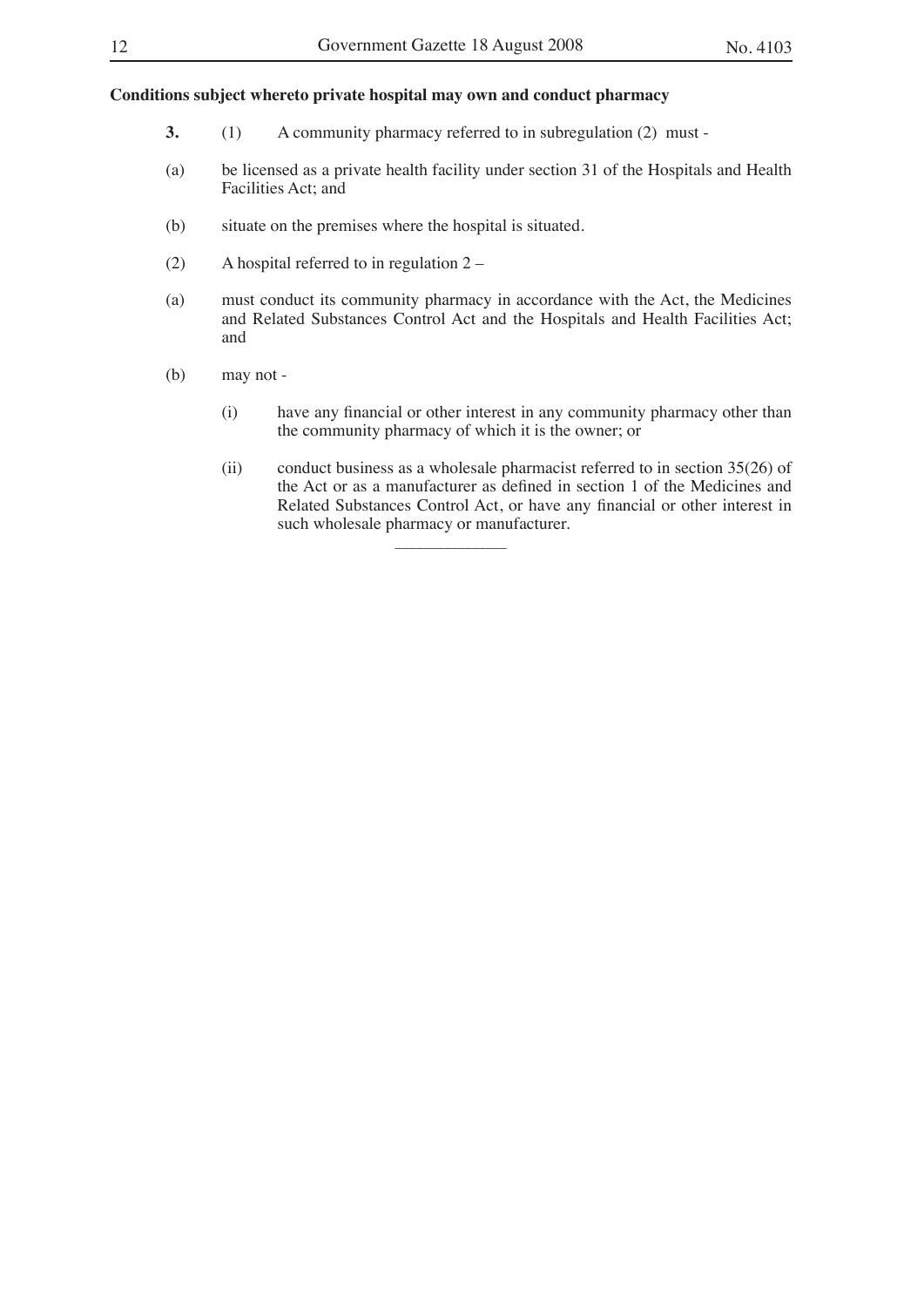**Conditions subject whereto private hospital may own and conduct pharmacy**

**3.** (1) A community pharmacy referred to in subregulation (2) must -

(a) be licensed as a private health facility under section 31 of the Hospitals and Health Facilities Act; and

(b) situate on the premises where the hospital is situated.

(2) A hospital referred to in regulation 2 –

(a) must conduct its community pharmacy in accordance with the Act, the Medicines and Related Substances Control Act and the Hospitals and Health Facilities Act; and

(b) may not -

(i) have any financial or other interest in any community pharmacy other than the community pharmacy of which it is the owner; or

(ii) conduct business as a wholesale pharmacist referred to in section 35(26) of the Act or as a manufacturer as defined in section 1 of the Medicines and Related Substances Control Act, or have any financial or other interest in such wholesale pharmacy or manufacturer.

---